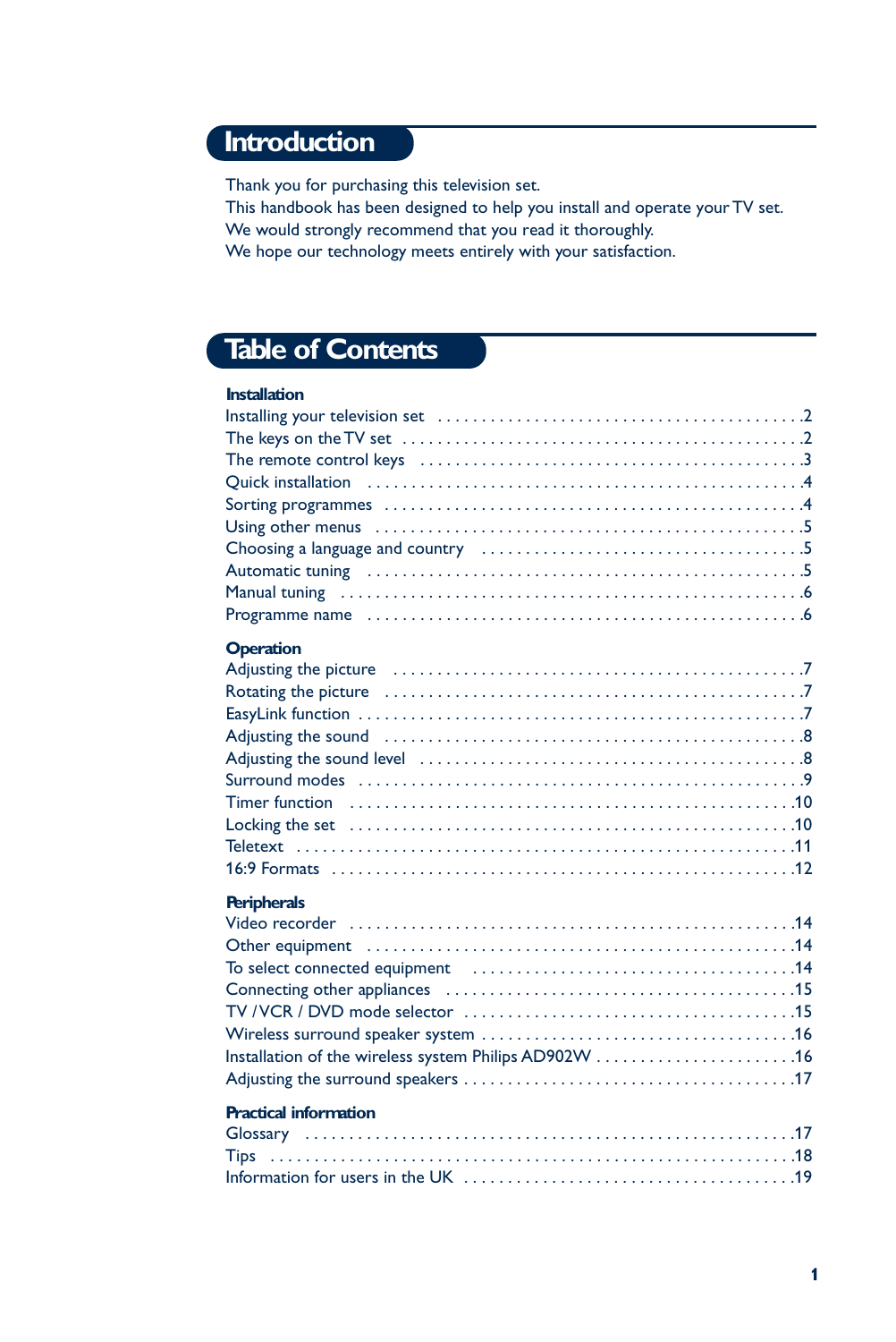# Introduction

Thank you for purchasing this television set.
This handbook has been designed to help you install and operate your TV set.
We would strongly recommend that you read it thoroughly.
We hope our technology meets entirely with your satisfaction.

# Table of Contents

**Installation**

Installing your television set . . . . . . . . . . . . . . . . . . . . . . . . . . . . . . . . . . . . . . . . .2
The keys on the TV set . . . . . . . . . . . . . . . . . . . . . . . . . . . . . . . . . . . . . . . . . . . . . .2
The remote control keys . . . . . . . . . . . . . . . . . . . . . . . . . . . . . . . . . . . . . . . . . . . .3
Quick installation . . . . . . . . . . . . . . . . . . . . . . . . . . . . . . . . . . . . . . . . . . . . . . . . . .4
Sorting programmes . . . . . . . . . . . . . . . . . . . . . . . . . . . . . . . . . . . . . . . . . . . . . . . .4
Using other menus . . . . . . . . . . . . . . . . . . . . . . . . . . . . . . . . . . . . . . . . . . . . . . . . .5
Choosing a language and country . . . . . . . . . . . . . . . . . . . . . . . . . . . . . . . . . . . .5
Automatic tuning . . . . . . . . . . . . . . . . . . . . . . . . . . . . . . . . . . . . . . . . . . . . . . . . . .5
Manual tuning . . . . . . . . . . . . . . . . . . . . . . . . . . . . . . . . . . . . . . . . . . . . . . . . . . . .6
Programme name . . . . . . . . . . . . . . . . . . . . . . . . . . . . . . . . . . . . . . . . . . . . . . . . .6

**Operation**

Adjusting the picture . . . . . . . . . . . . . . . . . . . . . . . . . . . . . . . . . . . . . . . . . . . . . .7
Rotating the picture . . . . . . . . . . . . . . . . . . . . . . . . . . . . . . . . . . . . . . . . . . . . . . .7
EasyLink function . . . . . . . . . . . . . . . . . . . . . . . . . . . . . . . . . . . . . . . . . . . . . . . . .7
Adjusting the sound . . . . . . . . . . . . . . . . . . . . . . . . . . . . . . . . . . . . . . . . . . . . . . .8
Adjusting the sound level . . . . . . . . . . . . . . . . . . . . . . . . . . . . . . . . . . . . . . . . . . .8
Surround modes . . . . . . . . . . . . . . . . . . . . . . . . . . . . . . . . . . . . . . . . . . . . . . . . . .9
Timer function . . . . . . . . . . . . . . . . . . . . . . . . . . . . . . . . . . . . . . . . . . . . . . . . . .10
Locking the set . . . . . . . . . . . . . . . . . . . . . . . . . . . . . . . . . . . . . . . . . . . . . . . . . .10
Teletext . . . . . . . . . . . . . . . . . . . . . . . . . . . . . . . . . . . . . . . . . . . . . . . . . . . . . . . .11
16:9 Formats . . . . . . . . . . . . . . . . . . . . . . . . . . . . . . . . . . . . . . . . . . . . . . . . . . .12

**Peripherals**

Video recorder . . . . . . . . . . . . . . . . . . . . . . . . . . . . . . . . . . . . . . . . . . . . . . . . . .14
Other equipment . . . . . . . . . . . . . . . . . . . . . . . . . . . . . . . . . . . . . . . . . . . . . . . .14
To select connected equipment . . . . . . . . . . . . . . . . . . . . . . . . . . . . . . . . . . . .14
Connecting other appliances . . . . . . . . . . . . . . . . . . . . . . . . . . . . . . . . . . . . . . .15
TV / VCR / DVD mode selector . . . . . . . . . . . . . . . . . . . . . . . . . . . . . . . . . . . . .15
Wireless surround speaker system . . . . . . . . . . . . . . . . . . . . . . . . . . . . . . . . . .16
Installation of the wireless system Philips AD902W . . . . . . . . . . . . . . . . . . . . . .16
Adjusting the surround speakers . . . . . . . . . . . . . . . . . . . . . . . . . . . . . . . . . . . .17

**Practical information**

Glossary . . . . . . . . . . . . . . . . . . . . . . . . . . . . . . . . . . . . . . . . . . . . . . . . . . . . . . .17
Tips . . . . . . . . . . . . . . . . . . . . . . . . . . . . . . . . . . . . . . . . . . . . . . . . . . . . . . . . . . .18
Information for users in the UK . . . . . . . . . . . . . . . . . . . . . . . . . . . . . . . . . . . . .19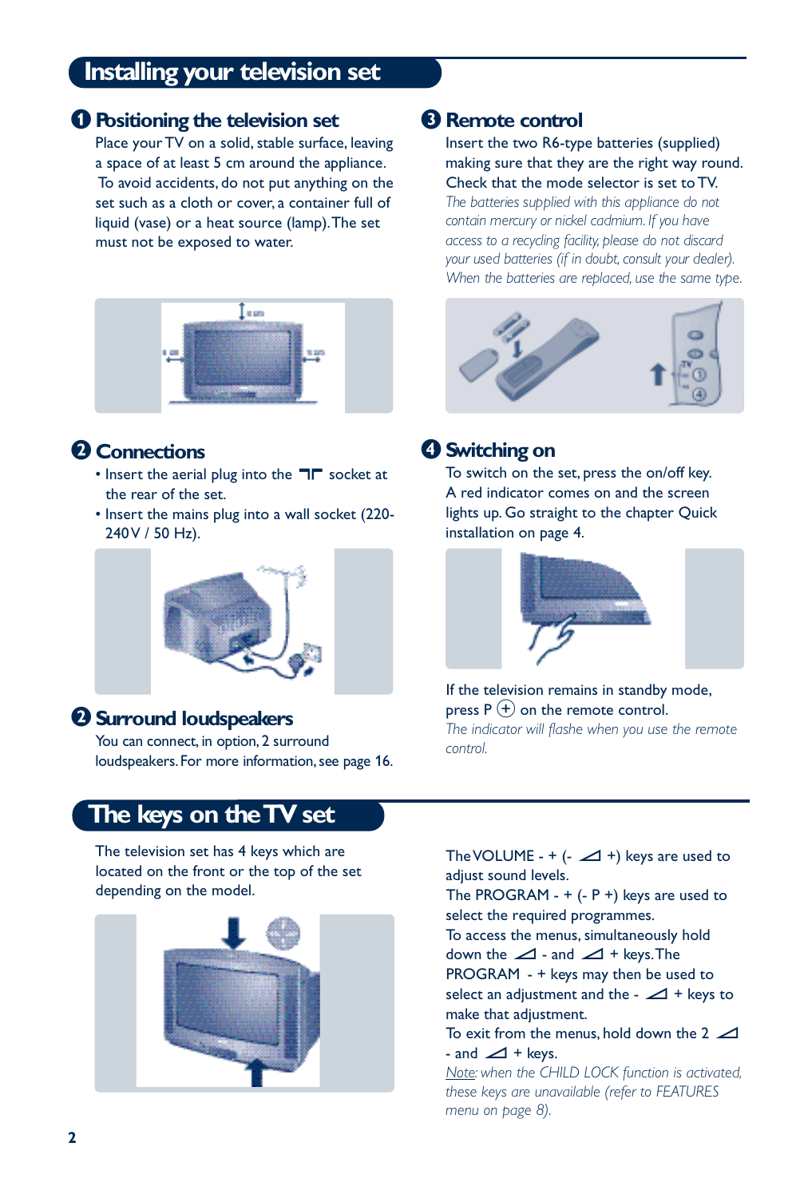# Installing your television set

## 1 Positioning the television set

Place your TV on a solid, stable surface, leaving a space of at least 5 cm around the appliance. To avoid accidents, do not put anything on the set such as a cloth or cover, a container full of liquid (vase) or a heat source (lamp). The set must not be exposed to water.

## 2 Connections

- Insert the aerial plug into the ⫟ socket at the rear of the set.
- Insert the mains plug into a wall socket (220-240 V / 50 Hz).

## 2 Surround loudspeakers

You can connect, in option, 2 surround loudspeakers. For more information, see page 16.

## 3 Remote control

Insert the two R6-type batteries (supplied) making sure that they are the right way round. Check that the mode selector is set to TV.

*The batteries supplied with this appliance do not contain mercury or nickel cadmium. If you have access to a recycling facility, please do not discard your used batteries (if in doubt, consult your dealer). When the batteries are replaced, use the same type.*

## 4 Switching on

To switch on the set, press the on/off key. A red indicator comes on and the screen lights up. Go straight to the chapter Quick installation on page 4.

If the television remains in standby mode, press P ⊕ on the remote control.

*The indicator will flashe when you use the remote control.*

# The keys on the TV set

The television set has 4 keys which are located on the front or the top of the set depending on the model.

The VOLUME - + (- ◿ +) keys are used to adjust sound levels.

The PROGRAM - + (- P +) keys are used to select the required programmes.

To access the menus, simultaneously hold down the ◿ - and ◿ + keys. The PROGRAM - + keys may then be used to select an adjustment and the - ◿ + keys to make that adjustment.

To exit from the menus, hold down the 2 ◿ - and ◿ + keys.

*Note: when the CHILD LOCK function is activated, these keys are unavailable (refer to FEATURES menu on page 8).*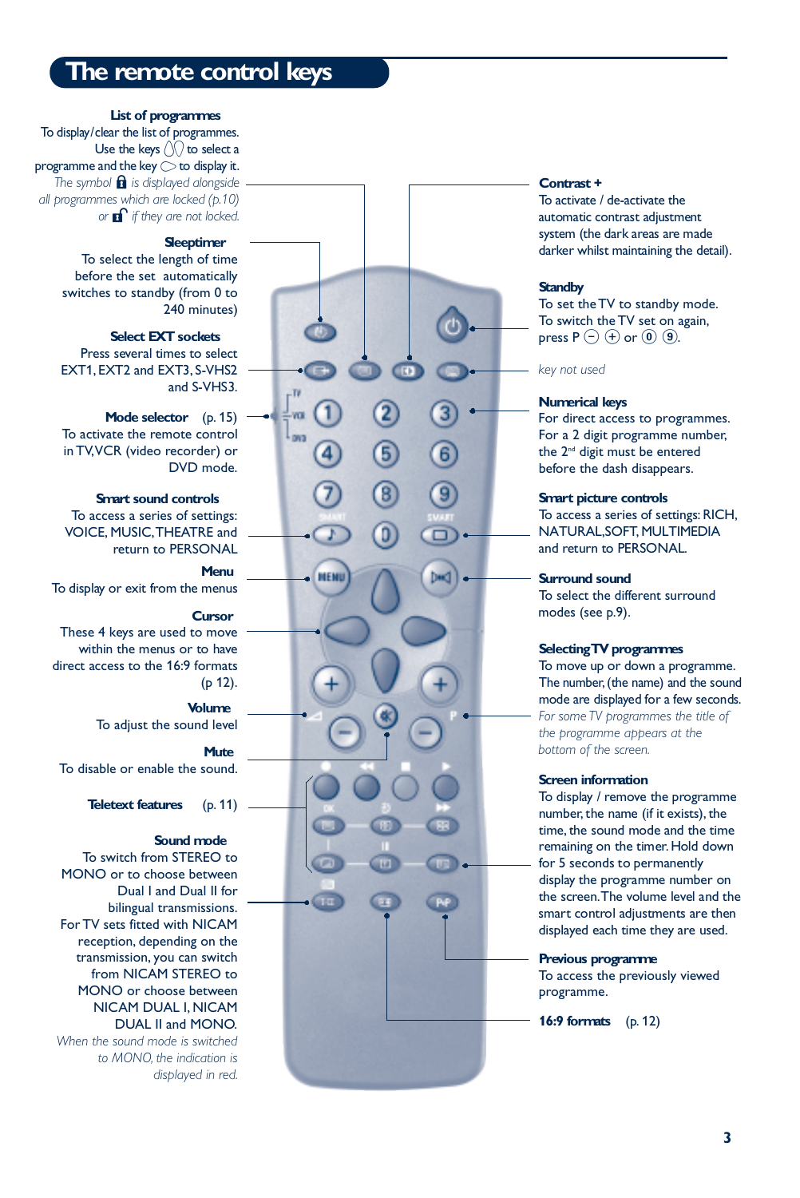# The remote control keys

**List of programmes**
To display/clear the list of programmes. Use the keys ⌃⌄ to select a programme and the key ▷ to display it.
*The symbol 🔒 is displayed alongside all programmes which are locked (p.10) or 🔓 if they are not locked.*

**Sleeptimer**
To select the length of time before the set automatically switches to standby (from 0 to 240 minutes)

**Select EXT sockets**
Press several times to select EXT1, EXT2 and EXT3, S-VHS2 and S-VHS3.

**Mode selector** (p. 15)
To activate the remote control in TV, VCR (video recorder) or DVD mode.

**Smart sound controls**
To access a series of settings: VOICE, MUSIC, THEATRE and return to PERSONAL

**Menu**
To display or exit from the menus

**Cursor**
These 4 keys are used to move within the menus or to have direct access to the 16:9 formats (p 12).

**Volume**
To adjust the sound level

**Mute**
To disable or enable the sound.

**Teletext features** (p. 11)

**Sound mode**
To switch from STEREO to MONO or to choose between Dual I and Dual II for bilingual transmissions.
For TV sets fitted with NICAM reception, depending on the transmission, you can switch from NICAM STEREO to MONO or choose between NICAM DUAL I, NICAM DUAL II and MONO.
*When the sound mode is switched to MONO, the indication is displayed in red.*

**Contrast +**
To activate / de-activate the automatic contrast adjustment system (the dark areas are made darker whilst maintaining the detail).

**Standby**
To set the TV to standby mode.
To switch the TV set on again, press P ⊖ ⊕ or ⓪ ⑨.

*key not used*

**Numerical keys**
For direct access to programmes. For a 2 digit programme number, the 2nd digit must be entered before the dash disappears.

**Smart picture controls**
To access a series of settings: RICH, NATURAL, SOFT, MULTIMEDIA and return to PERSONAL.

**Surround sound**
To select the different surround modes (see p.9).

**Selecting TV programmes**
To move up or down a programme. The number, (the name) and the sound mode are displayed for a few seconds.
*For some TV programmes the title of the programme appears at the bottom of the screen.*

**Screen information**
To display / remove the programme number, the name (if it exists), the time, the sound mode and the time remaining on the timer. Hold down for 5 seconds to permanently display the programme number on the screen. The volume level and the smart control adjustments are then displayed each time they are used.

**Previous programme**
To access the previously viewed programme.

**16:9 formats** (p. 12)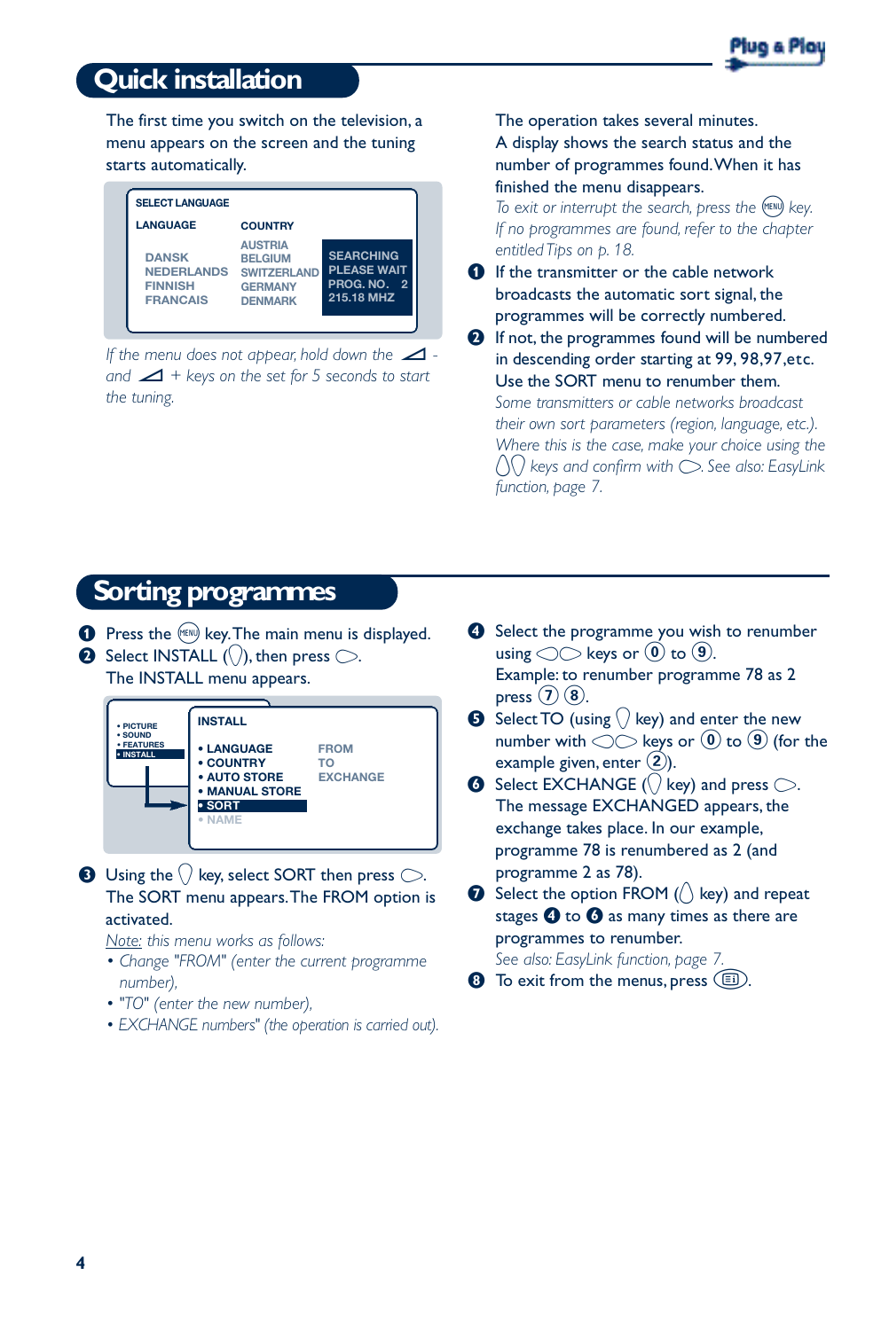## Quick installation

The first time you switch on the television, a menu appears on the screen and the tuning starts automatically.

| SELECT LANGUAGE | | |
|---|---|---|
| LANGUAGE | COUNTRY | |
| | AUSTRIA | |
| DANSK | BELGIUM | SEARCHING |
| NEDERLANDS | SWITZERLAND | PLEASE WAIT |
| FINNISH | GERMANY | PROG. NO. 2 |
| FRANCAIS | DENMARK | 215.18 MHZ |

*If the menu does not appear, hold down the ◢ - and ◢ + keys on the set for 5 seconds to start the tuning.*

The operation takes several minutes.
A display shows the search status and the number of programmes found. When it has finished the menu disappears.
*To exit or interrupt the search, press the (MENU) key.*
*If no programmes are found, refer to the chapter entitled Tips on p. 18.*

1. If the transmitter or the cable network broadcasts the automatic sort signal, the programmes will be correctly numbered.
2. If not, the programmes found will be numbered in descending order starting at 99, 98,97,etc. Use the SORT menu to renumber them.
   *Some transmitters or cable networks broadcast their own sort parameters (region, language, etc.). Where this is the case, make your choice using the keys and confirm with . See also: EasyLink function, page 7.*

## Sorting programmes

1. Press the (MENU) key. The main menu is displayed.
2. Select INSTALL ( ), then press .
   The INSTALL menu appears.

| | INSTALL | |
|---|---|---|
| • PICTURE | • LANGUAGE | FROM |
| • SOUND | • COUNTRY | TO |
| • FEATURES | • AUTO STORE | EXCHANGE |
| • INSTALL | • MANUAL STORE | |
| | • SORT | |
| | • NAME | |

3. Using the key, select SORT then press .
   The SORT menu appears. The FROM option is activated.
   *Note: this menu works as follows:*
   - *Change "FROM" (enter the current programme number),*
   - *"TO" (enter the new number),*
   - *EXCHANGE numbers" (the operation is carried out).*
4. Select the programme you wish to renumber using keys or (0) to (9).
   Example: to renumber programme 78 as 2 press (7) (8).
5. Select TO (using key) and enter the new number with keys or (0) to (9) (for the example given, enter (2)).
6. Select EXCHANGE ( key) and press .
   The message EXCHANGED appears, the exchange takes place. In our example, programme 78 is renumbered as 2 (and programme 2 as 78).
7. Select the option FROM ( key) and repeat stages 4 to 6 as many times as there are programmes to renumber.
   *See also: EasyLink function, page 7.*
8. To exit from the menus, press .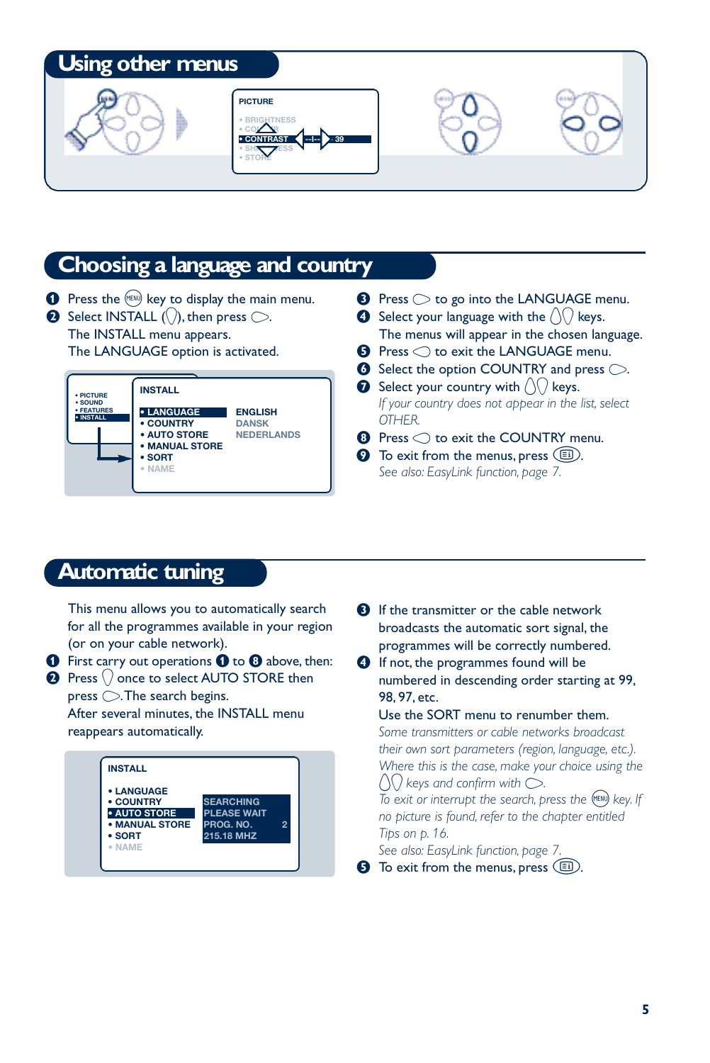# Using other menus

PICTURE

- BRIGHTNESS
- COLOUR
- CONTRAST --I-- 39
- SHARPNESS
- STORE

# Choosing a language and country

1. Press the (MENU) key to display the main menu.
2. Select INSTALL (), then press .
   The INSTALL menu appears.
   The LANGUAGE option is activated.

INSTALL

- LANGUAGE — ENGLISH / DANSK / NEDERLANDS
- COUNTRY
- AUTO STORE
- MANUAL STORE
- SORT
- NAME

3. Press  to go into the LANGUAGE menu.
4. Select your language with the  keys.
   The menus will appear in the chosen language.
5. Press  to exit the LANGUAGE menu.
6. Select the option COUNTRY and press .
7. Select your country with  keys.
   *If your country does not appear in the list, select OTHER.*
8. Press  to exit the COUNTRY menu.
9. To exit from the menus, press .
   *See also: EasyLink function, page 7.*

# Automatic tuning

This menu allows you to automatically search for all the programmes available in your region (or on your cable network).

1. First carry out operations 1 to 8 above, then:
2. Press  once to select AUTO STORE then press . The search begins.
   After several minutes, the INSTALL menu reappears automatically.

INSTALL

- LANGUAGE
- COUNTRY
- AUTO STORE — SEARCHING / PLEASE WAIT / PROG. NO. 2 / 215.18 MHZ
- MANUAL STORE
- SORT
- NAME

3. If the transmitter or the cable network broadcasts the automatic sort signal, the programmes will be correctly numbered.
4. If not, the programmes found will be numbered in descending order starting at 99, 98, 97, etc.
   Use the SORT menu to renumber them.
   *Some transmitters or cable networks broadcast their own sort parameters (region, language, etc.). Where this is the case, make your choice using the  keys and confirm with .*
   *To exit or interrupt the search, press the (MENU) key. If no picture is found, refer to the chapter entitled Tips on p. 16.*
   *See also: EasyLink function, page 7.*
5. To exit from the menus, press .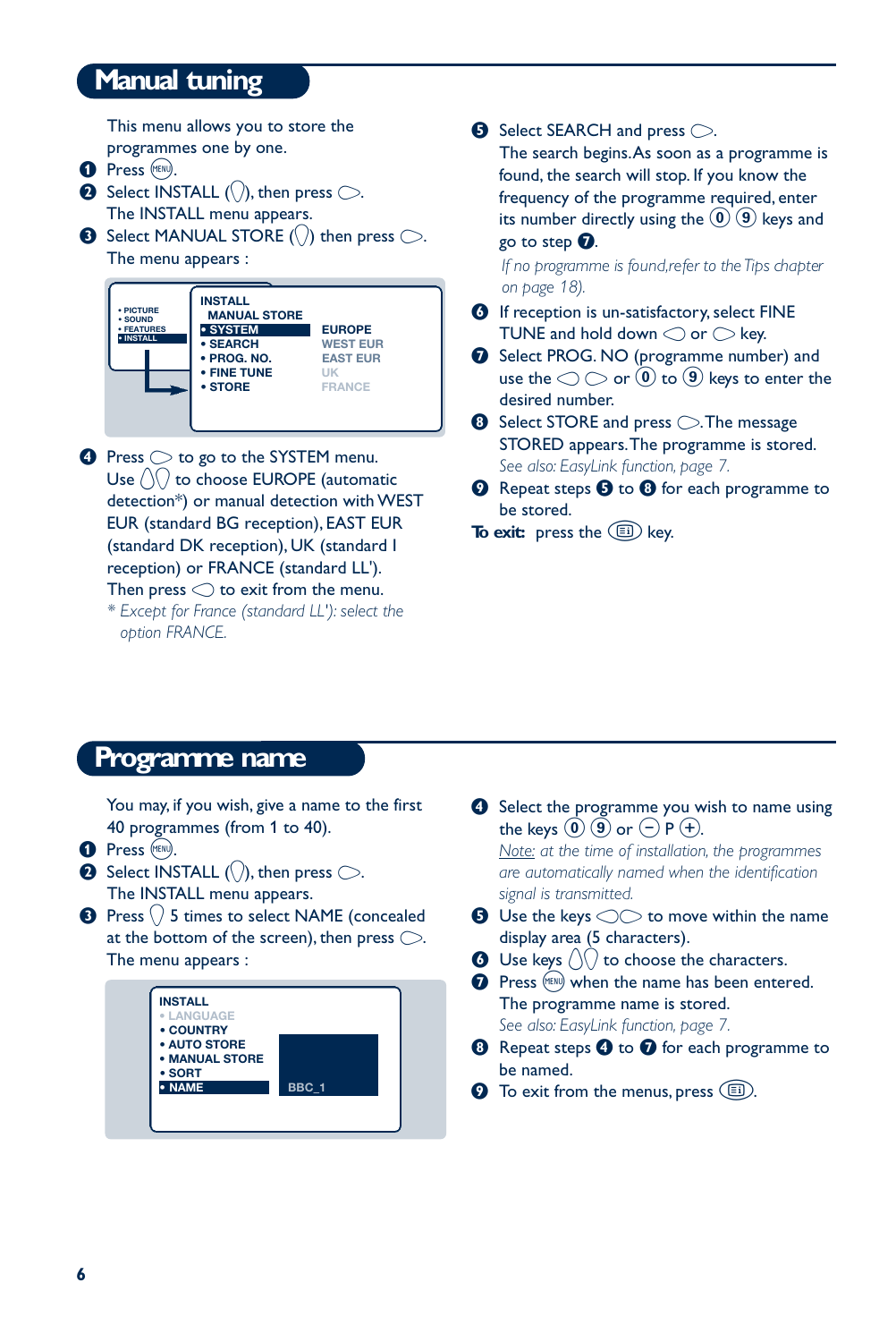## Manual tuning

This menu allows you to store the programmes one by one.

1. Press (MENU).
2. Select INSTALL (), then press .
   The INSTALL menu appears.
3. Select MANUAL STORE () then press .
   The menu appears :

```
• PICTURE     INSTALL
• SOUND         MANUAL STORE
• FEATURES    • SYSTEM        EUROPE
• INSTALL     • SEARCH        WEST EUR
              • PROG. NO.     EAST EUR
              • FINE TUNE     UK
              • STORE         FRANCE
```

4. Press  to go to the SYSTEM menu.
   Use  to choose EUROPE (automatic detection*) or manual detection with WEST EUR (standard BG reception), EAST EUR (standard DK reception), UK (standard I reception) or FRANCE (standard LL').
   Then press  to exit from the menu.
   *\* Except for France (standard LL'): select the option FRANCE.*
5. Select SEARCH and press .
   The search begins. As soon as a programme is found, the search will stop. If you know the frequency of the programme required, enter its number directly using the (0) (9) keys and go to step 7.
   *If no programme is found, refer to the Tips chapter on page 18).*
6. If reception is un-satisfactory, select FINE TUNE and hold down  or  key.
7. Select PROG. NO (programme number) and use the   or (0) to (9) keys to enter the desired number.
8. Select STORE and press . The message STORED appears. The programme is stored.
   *See also: EasyLink function, page 7.*
9. Repeat steps 5 to 8 for each programme to be stored.

**To exit:** press the  key.

## Programme name

You may, if you wish, give a name to the first 40 programmes (from 1 to 40).

1. Press (MENU).
2. Select INSTALL (), then press .
   The INSTALL menu appears.
3. Press  5 times to select NAME (concealed at the bottom of the screen), then press .
   The menu appears :

```
INSTALL
• LANGUAGE
• COUNTRY
• AUTO STORE
• MANUAL STORE
• SORT
• NAME          BBC_1
```

4. Select the programme you wish to name using the keys (0) (9) or (−) P (+).
   *<u>Note:</u> at the time of installation, the programmes are automatically named when the identification signal is transmitted.*
5. Use the keys   to move within the name display area (5 characters).
6. Use keys  to choose the characters.
7. Press (MENU) when the name has been entered. The programme name is stored.
   *See also: EasyLink function, page 7.*
8. Repeat steps 4 to 7 for each programme to be named.
9. To exit from the menus, press .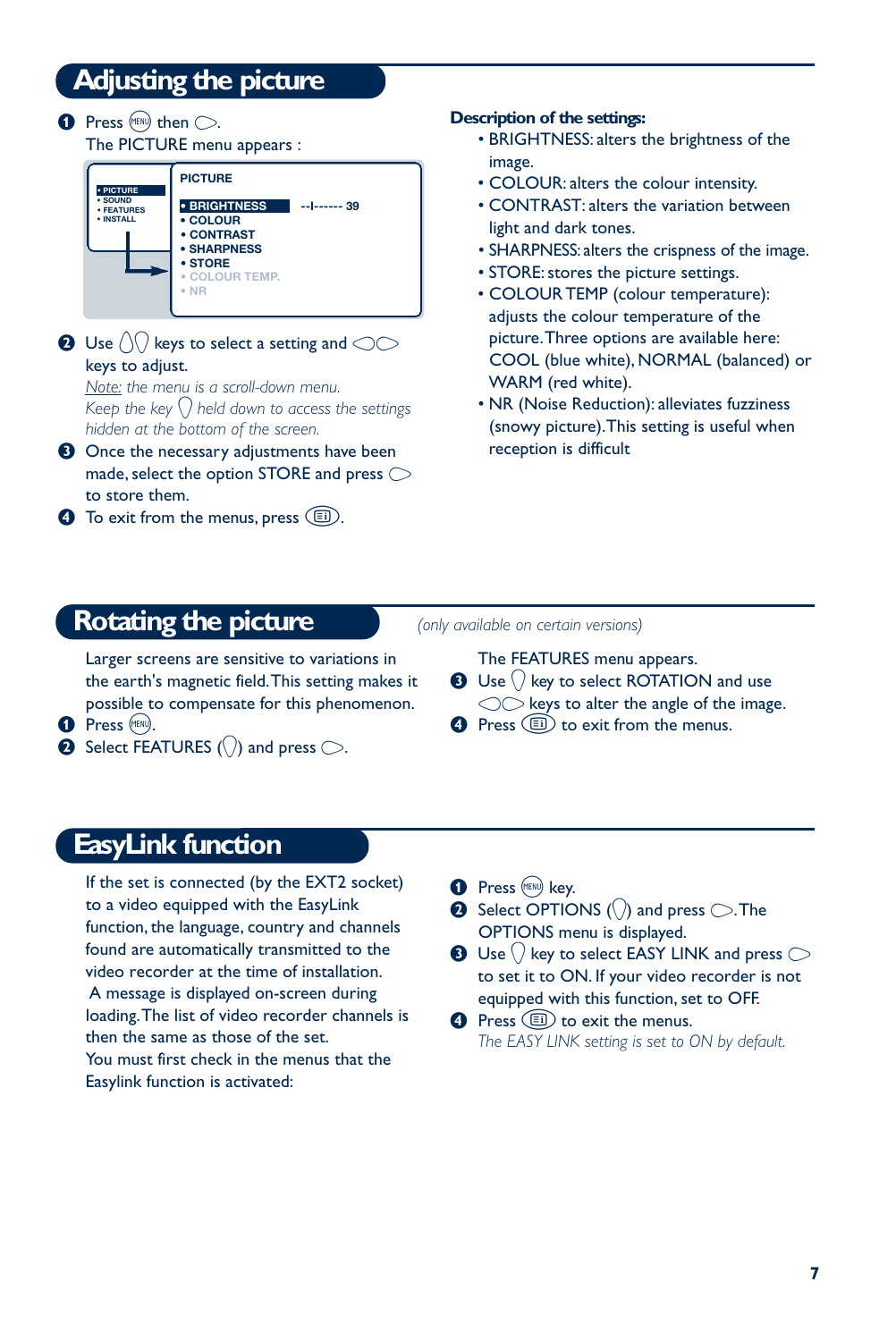# Adjusting the picture

1. Press (MENU) then ⊃.
   The PICTURE menu appears :

   PICTURE
   - PICTURE
   - SOUND
   - FEATURES
   - INSTALL

   PICTURE
   - BRIGHTNESS --I------ 39
   - COLOUR
   - CONTRAST
   - SHARPNESS
   - STORE
   - COLOUR TEMP.
   - NR

2. Use keys to select a setting and keys to adjust.
   *Note: the menu is a scroll-down menu. Keep the key held down to access the settings hidden at the bottom of the screen.*
3. Once the necessary adjustments have been made, select the option STORE and press to store them.
4. To exit from the menus, press.

**Description of the settings:**

- BRIGHTNESS: alters the brightness of the image.
- COLOUR: alters the colour intensity.
- CONTRAST: alters the variation between light and dark tones.
- SHARPNESS: alters the crispness of the image.
- STORE: stores the picture settings.
- COLOUR TEMP (colour temperature): adjusts the colour temperature of the picture. Three options are available here: COOL (blue white), NORMAL (balanced) or WARM (red white).
- NR (Noise Reduction): alleviates fuzziness (snowy picture). This setting is useful when reception is difficult

# Rotating the picture

*(only available on certain versions)*

Larger screens are sensitive to variations in the earth's magnetic field. This setting makes it possible to compensate for this phenomenon.

1. Press (MENU).
2. Select FEATURES () and press.
   The FEATURES menu appears.
3. Use key to select ROTATION and use keys to alter the angle of the image.
4. Press to exit from the menus.

# EasyLink function

If the set is connected (by the EXT2 socket) to a video equipped with the EasyLink function, the language, country and channels found are automatically transmitted to the video recorder at the time of installation.
A message is displayed on-screen during loading. The list of video recorder channels is then the same as those of the set.
You must first check in the menus that the Easylink function is activated:

1. Press (MENU) key.
2. Select OPTIONS () and press. The OPTIONS menu is displayed.
3. Use key to select EASY LINK and press to set it to ON. If your video recorder is not equipped with this function, set to OFF.
4. Press to exit the menus.
   *The EASY LINK setting is set to ON by default.*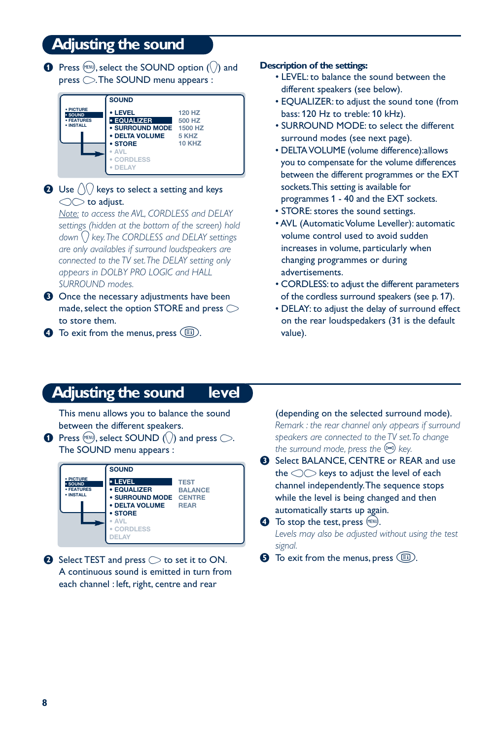# Adjusting the sound

1. Press (MENU), select the SOUND option (⌃⌄) and press ⊃. The SOUND menu appears :

| | SOUND | |
|---|---|---|
| • PICTURE | • LEVEL | 120 HZ |
| • SOUND | • EQUALIZER | 500 HZ |
| • FEATURES | • SURROUND MODE | 1500 HZ |
| • INSTALL | • DELTA VOLUME | 5 KHZ |
| | • STORE | 10 KHZ |
| | • AVL | |
| | • CORDLESS | |
| | • DELAY | |

2. Use ⌃⌄ keys to select a setting and keys ⊂⊃ to adjust.
   *Note: to access the AVL, CORDLESS and DELAY settings (hidden at the bottom of the screen) hold down ⌄ key. The CORDLESS and DELAY settings are only availables if surround loudspeakers are connected to the TV set. The DELAY setting only appears in DOLBY PRO LOGIC and HALL SURROUND modes.*
3. Once the necessary adjustments have been made, select the option STORE and press ⊃ to store them.
4. To exit from the menus, press (⊟).

**Description of the settings:**

- LEVEL: to balance the sound between the different speakers (see below).
- EQUALIZER: to adjust the sound tone (from bass: 120 Hz to treble: 10 kHz).
- SURROUND MODE: to select the different surround modes (see next page).
- DELTA VOLUME (volume difference):allows you to compensate for the volume differences between the different programmes or the EXT sockets. This setting is available for programmes 1 - 40 and the EXT sockets.
- STORE: stores the sound settings.
- AVL (Automatic Volume Leveller): automatic volume control used to avoid sudden increases in volume, particularly when changing programmes or during advertisements.
- CORDLESS: to adjust the different parameters of the cordless surround speakers (see p. 17).
- DELAY: to adjust the delay of surround effect on the rear loudspedakers (31 is the default value).

# Adjusting the sound level

This menu allows you to balance the sound between the different speakers.

1. Press (MENU), select SOUND (⌃⌄) and press ⊃. The SOUND menu appears :

| | SOUND | |
|---|---|---|
| • PICTURE | • LEVEL | TEST |
| • SOUND | • EQUALIZER | BALANCE |
| • FEATURES | • SURROUND MODE | CENTRE |
| • INSTALL | • DELTA VOLUME | REAR |
| | • STORE | |
| | • AVL | |
| | • CORDLESS | |
| | DELAY | |

2. Select TEST and press ⊃ to set it to ON. A continuous sound is emitted in turn from each channel : left, right, centre and rear (depending on the selected surround mode).
   *Remark : the rear channel only appears if surround speakers are connected to the TV set. To change the surround mode, press the (⊡) key.*
3. Select BALANCE, CENTRE or REAR and use the ⊂⊃ keys to adjust the level of each channel independently. The sequence stops while the level is being changed and then automatically starts up again.
4. To stop the test, press (MENU).
   *Levels may also be adjusted without using the test signal.*
5. To exit from the menus, press (⊟).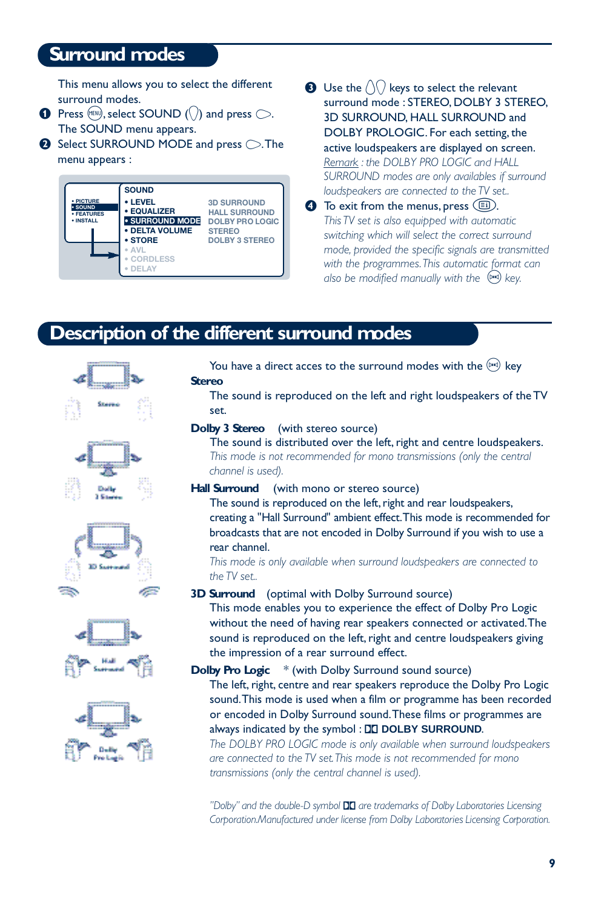## Surround modes

This menu allows you to select the different surround modes.

1. Press (MENU), select SOUND (⋀⋁) and press ⊃. The SOUND menu appears.
2. Select SURROUND MODE and press ⊃. The menu appears :

| | SOUND | |
|---|---|---|
| • PICTURE | • LEVEL | 3D SURROUND |
| • SOUND | • EQUALIZER | HALL SURROUND |
| • FEATURES | • SURROUND MODE | DOLBY PRO LOGIC |
| • INSTALL | • DELTA VOLUME | STEREO |
| | • STORE | DOLBY 3 STEREO |
| | • AVL | |
| | • CORDLESS | |
| | • DELAY | |

3. Use the ⋀⋁ keys to select the relevant surround mode : STEREO, DOLBY 3 STEREO, 3D SURROUND, HALL SURROUND and DOLBY PROLOGIC. For each setting, the active loudspeakers are displayed on screen.
   *Remark : the DOLBY PRO LOGIC and HALL SURROUND modes are only availables if surround loudspeakers are connected to the TV set..*
4. To exit from the menus, press (⊟).
   *This TV set is also equipped with automatic switching which will select the correct surround mode, provided the specific signals are transmitted with the programmes. This automatic format can also be modified manually with the (DD) key.*

## Description of the different surround modes

You have a direct acces to the surround modes with the (DD) key

**Stereo**

The sound is reproduced on the left and right loudspeakers of the TV set.

**Dolby 3 Stereo** (with stereo source)

The sound is distributed over the left, right and centre loudspeakers.
*This mode is not recommended for mono transmissions (only the central channel is used).*

**Hall Surround** (with mono or stereo source)

The sound is reproduced on the left, right and rear loudspeakers, creating a "Hall Surround" ambient effect. This mode is recommended for broadcasts that are not encoded in Dolby Surround if you wish to use a rear channel.
*This mode is only available when surround loudspeakers are connected to the TV set..*

**3D Surround** (optimal with Dolby Surround source)

This mode enables you to experience the effect of Dolby Pro Logic without the need of having rear speakers connected or activated. The sound is reproduced on the left, right and centre loudspeakers giving the impression of a rear surround effect.

**Dolby Pro Logic** * (with Dolby Surround sound source)

The left, right, centre and rear speakers reproduce the Dolby Pro Logic sound. This mode is used when a film or programme has been recorded or encoded in Dolby Surround sound. These films or programmes are always indicated by the symbol : **DD DOLBY SURROUND**.
*The DOLBY PRO LOGIC mode is only available when surround loudspeakers are connected to the TV set. This mode is not recommended for mono transmissions (only the central channel is used).*

*"Dolby" and the double-D symbol DD are trademarks of Dolby Laboratories Licensing Corporation. Manufactured under license from Dolby Laboratories Licensing Corporation.*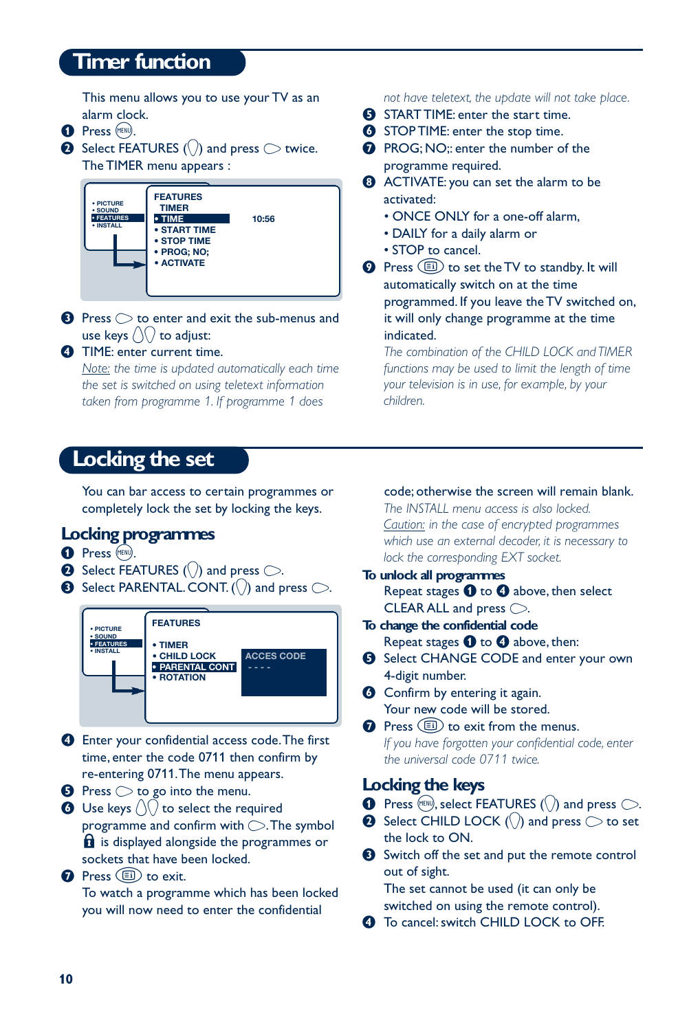# Timer function

This menu allows you to use your TV as an alarm clock.

1. Press (MENU).
2. Select FEATURES (◇) and press ⬭ twice. The TIMER menu appears :

```
• PICTURE      FEATURES
• SOUND          TIMER
• FEATURES     • TIME            10:56
• INSTALL      • START TIME
               • STOP TIME
               • PROG; NO;
               • ACTIVATE
```

3. Press ⬭ to enter and exit the sub-menus and use keys ◇◇ to adjust:
4. TIME: enter current time.
   *Note: the time is updated automatically each time the set is switched on using teletext information taken from programme 1. If programme 1 does not have teletext, the update will not take place.*
5. START TIME: enter the start time.
6. STOP TIME: enter the stop time.
7. PROG; NO;: enter the number of the programme required.
8. ACTIVATE: you can set the alarm to be activated:
   - ONCE ONLY for a one-off alarm,
   - DAILY for a daily alarm or
   - STOP to cancel.
9. Press (⊟) to set the TV to standby. It will automatically switch on at the time programmed. If you leave the TV switched on, it will only change programme at the time indicated.
   *The combination of the CHILD LOCK and TIMER functions may be used to limit the length of time your television is in use, for example, by your children.*

# Locking the set

You can bar access to certain programmes or completely lock the set by locking the keys.

## Locking programmes

1. Press (MENU).
2. Select FEATURES (◇) and press ⬭.
3. Select PARENTAL. CONT. (◇) and press ⬭.

```
• PICTURE      FEATURES
• SOUND
• FEATURES     • TIMER
• INSTALL      • CHILD LOCK        ACCES CODE
               • PARENTAL CONT     - - - -
               • ROTATION
```

4. Enter your confidential access code. The first time, enter the code 0711 then confirm by re-entering 0711. The menu appears.
5. Press ⬭ to go into the menu.
6. Use keys ◇◇ to select the required programme and confirm with ⬭. The symbol 🔒 is displayed alongside the programmes or sockets that have been locked.
7. Press (⊟) to exit.
   To watch a programme which has been locked you will now need to enter the confidential code; otherwise the screen will remain blank.
   *The INSTALL menu access is also locked.*
   *Caution: in the case of encrypted programmes which use an external decoder, it is necessary to lock the corresponding EXT socket.*

**To unlock all programmes**

Repeat stages 1 to 4 above, then select CLEAR ALL and press ⬭.

**To change the confidential code**

Repeat stages 1 to 4 above, then:

5. Select CHANGE CODE and enter your own 4-digit number.
6. Confirm by entering it again. Your new code will be stored.
7. Press (⊟) to exit from the menus.
   *If you have forgotten your confidential code, enter the universal code 0711 twice.*

## Locking the keys

1. Press (MENU), select FEATURES (◇) and press ⬭.
2. Select CHILD LOCK (◇) and press ⬭ to set the lock to ON.
3. Switch off the set and put the remote control out of sight.
   The set cannot be used (it can only be switched on using the remote control).
4. To cancel: switch CHILD LOCK to OFF.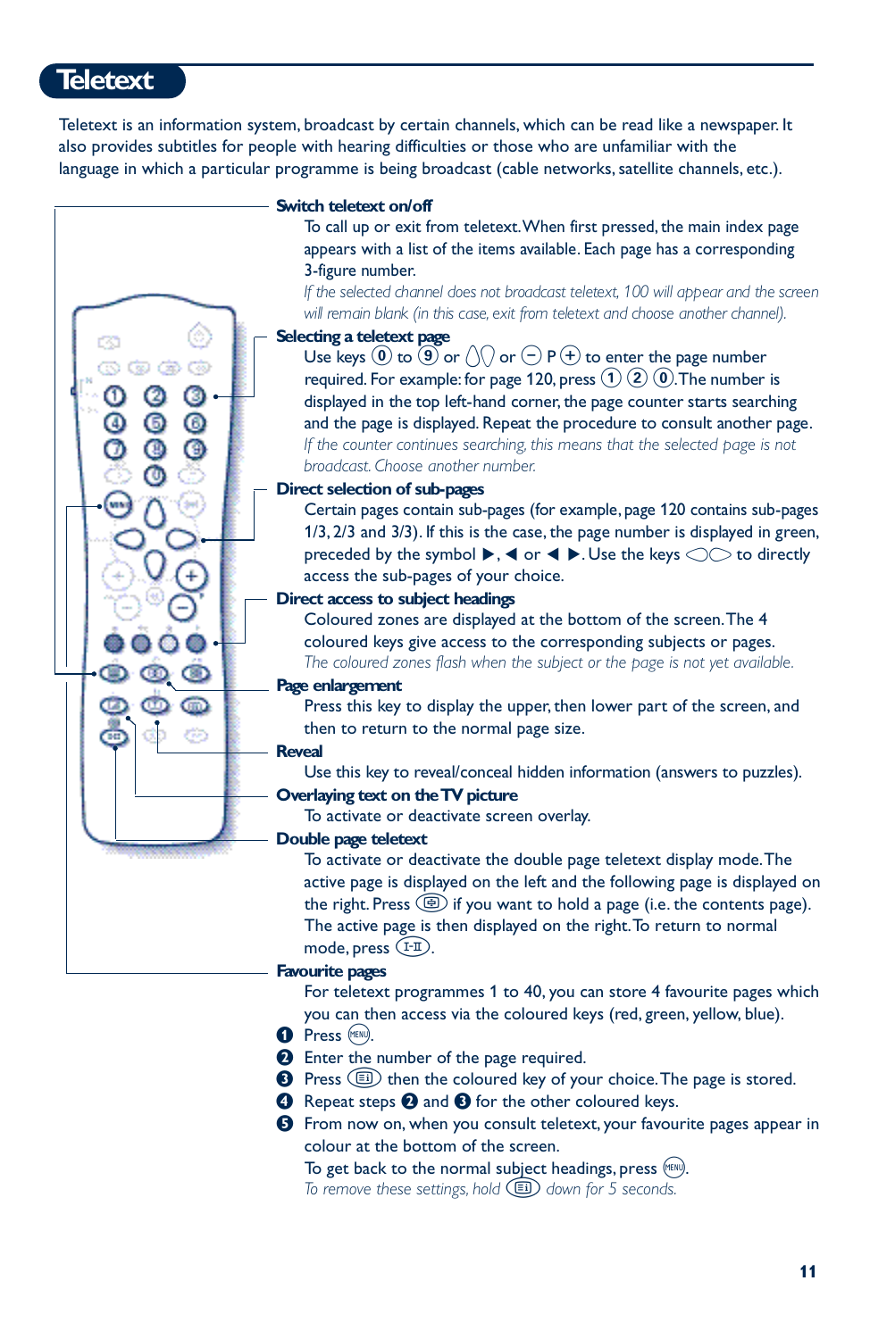# Teletext

Teletext is an information system, broadcast by certain channels, which can be read like a newspaper. It also provides subtitles for people with hearing difficulties or those who are unfamiliar with the language in which a particular programme is being broadcast (cable networks, satellite channels, etc.).

**Switch teletext on/off**

To call up or exit from teletext. When first pressed, the main index page appears with a list of the items available. Each page has a corresponding 3-figure number.

*If the selected channel does not broadcast teletext, 100 will appear and the screen will remain blank (in this case, exit from teletext and choose another channel).*

**Selecting a teletext page**

Use keys ⓪ to ⑨ or ⋀⋁ or ⊖ P ⊕ to enter the page number required. For example: for page 120, press ① ② ⓪. The number is displayed in the top left-hand corner, the page counter starts searching and the page is displayed. Repeat the procedure to consult another page.

*If the counter continues searching, this means that the selected page is not broadcast. Choose another number.*

**Direct selection of sub-pages**

Certain pages contain sub-pages (for example, page 120 contains sub-pages 1/3, 2/3 and 3/3). If this is the case, the page number is displayed in green, preceded by the symbol ▶, ◀ or ◀ ▶. Use the keys ◁▷ to directly access the sub-pages of your choice.

**Direct access to subject headings**

Coloured zones are displayed at the bottom of the screen. The 4 coloured keys give access to the corresponding subjects or pages.

*The coloured zones flash when the subject or the page is not yet available.*

**Page enlargement**

Press this key to display the upper, then lower part of the screen, and then to return to the normal page size.

**Reveal**

Use this key to reveal/conceal hidden information (answers to puzzles).

**Overlaying text on the TV picture**

To activate or deactivate screen overlay.

**Double page teletext**

To activate or deactivate the double page teletext display mode. The active page is displayed on the left and the following page is displayed on the right. Press (⊟) if you want to hold a page (i.e. the contents page). The active page is then displayed on the right. To return to normal mode, press (I-II).

**Favourite pages**

For teletext programmes 1 to 40, you can store 4 favourite pages which you can then access via the coloured keys (red, green, yellow, blue).

1. Press (MENU).
2. Enter the number of the page required.
3. Press (≣i) then the coloured key of your choice. The page is stored.
4. Repeat steps 2 and 3 for the other coloured keys.
5. From now on, when you consult teletext, your favourite pages appear in colour at the bottom of the screen.

To get back to the normal subject headings, press (MENU).

*To remove these settings, hold (≣i) down for 5 seconds.*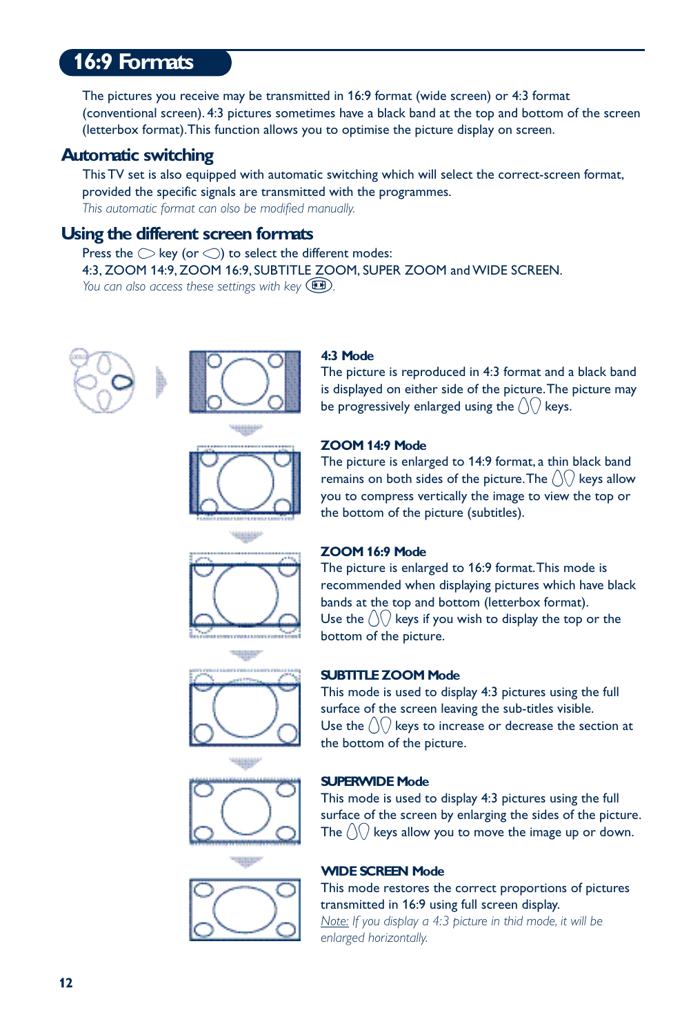# 16:9 Formats

The pictures you receive may be transmitted in 16:9 format (wide screen) or 4:3 format (conventional screen). 4:3 pictures sometimes have a black band at the top and bottom of the screen (letterbox format).This function allows you to optimise the picture display on screen.

## Automatic switching

This TV set is also equipped with automatic switching which will select the correct-screen format, provided the specific signals are transmitted with the programmes.

*This automatic format can also be modified manually.*

## Using the different screen formats

Press the ⬭ key (or ⬭) to select the different modes:
4:3, ZOOM 14:9, ZOOM 16:9, SUBTITLE ZOOM, SUPER ZOOM and WIDE SCREEN.

*You can also access these settings with key* ⊞.

**4:3 Mode**
The picture is reproduced in 4:3 format and a black band is displayed on either side of the picture. The picture may be progressively enlarged using the ⌂⌄ keys.

**ZOOM 14:9 Mode**
The picture is enlarged to 14:9 format, a thin black band remains on both sides of the picture. The ⌂⌄ keys allow you to compress vertically the image to view the top or the bottom of the picture (subtitles).

**ZOOM 16:9 Mode**
The picture is enlarged to 16:9 format. This mode is recommended when displaying pictures which have black bands at the top and bottom (letterbox format).
Use the ⌂⌄ keys if you wish to display the top or the bottom of the picture.

**SUBTITLE ZOOM Mode**
This mode is used to display 4:3 pictures using the full surface of the screen leaving the sub-titles visible.
Use the ⌂⌄ keys to increase or decrease the section at the bottom of the picture.

**SUPERWIDE Mode**
This mode is used to display 4:3 pictures using the full surface of the screen by enlarging the sides of the picture. The ⌂⌄ keys allow you to move the image up or down.

**WIDE SCREEN Mode**
This mode restores the correct proportions of pictures transmitted in 16:9 using full screen display.
*Note: If you display a 4:3 picture in thid mode, it will be enlarged horizontally.*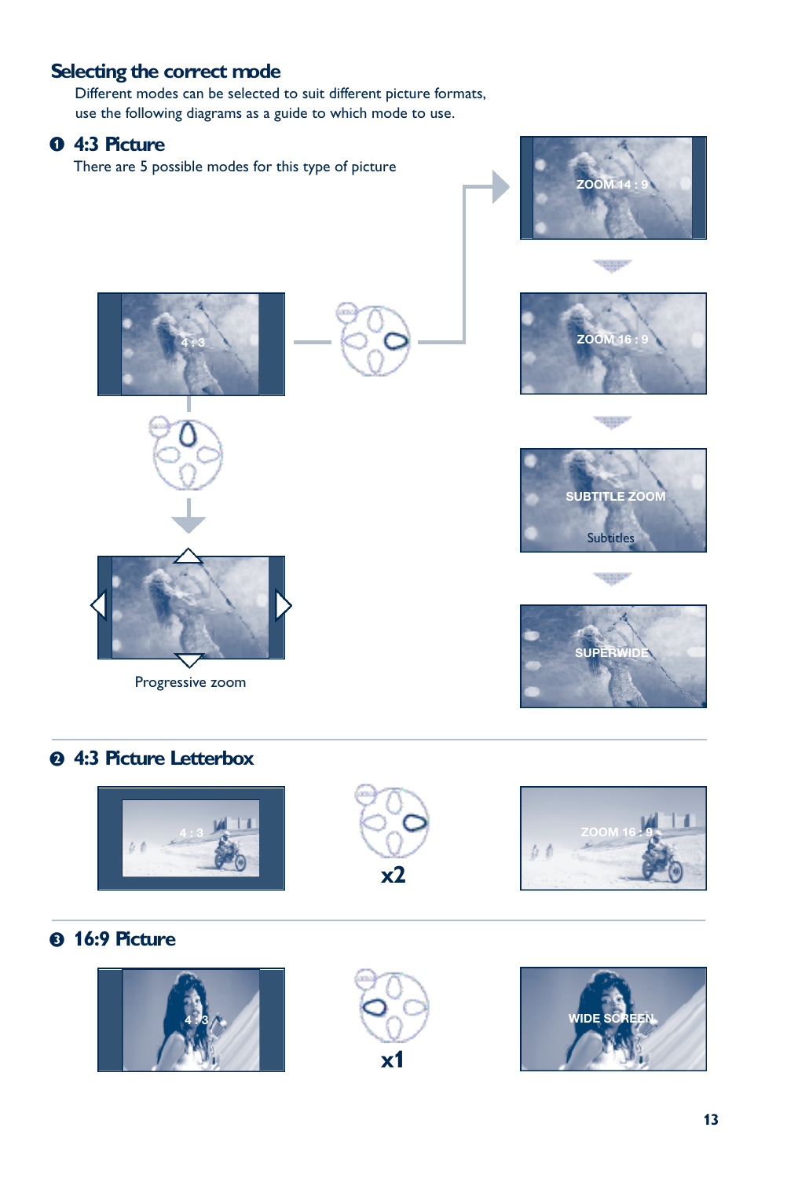## Selecting the correct mode

Different modes can be selected to suit different picture formats, use the following diagrams as a guide to which mode to use.

### ❶ 4:3 Picture

There are 5 possible modes for this type of picture

4 : 3

ZOOM 14 : 9

ZOOM 16 : 9

SUBTITLE ZOOM

Subtitles

SUPERWIDE

Progressive zoom

### ❷ 4:3 Picture Letterbox

4 : 3

x2

ZOOM 16 : 9

### ❸ 16:9 Picture

4 : 3

x1

WIDE SCREEN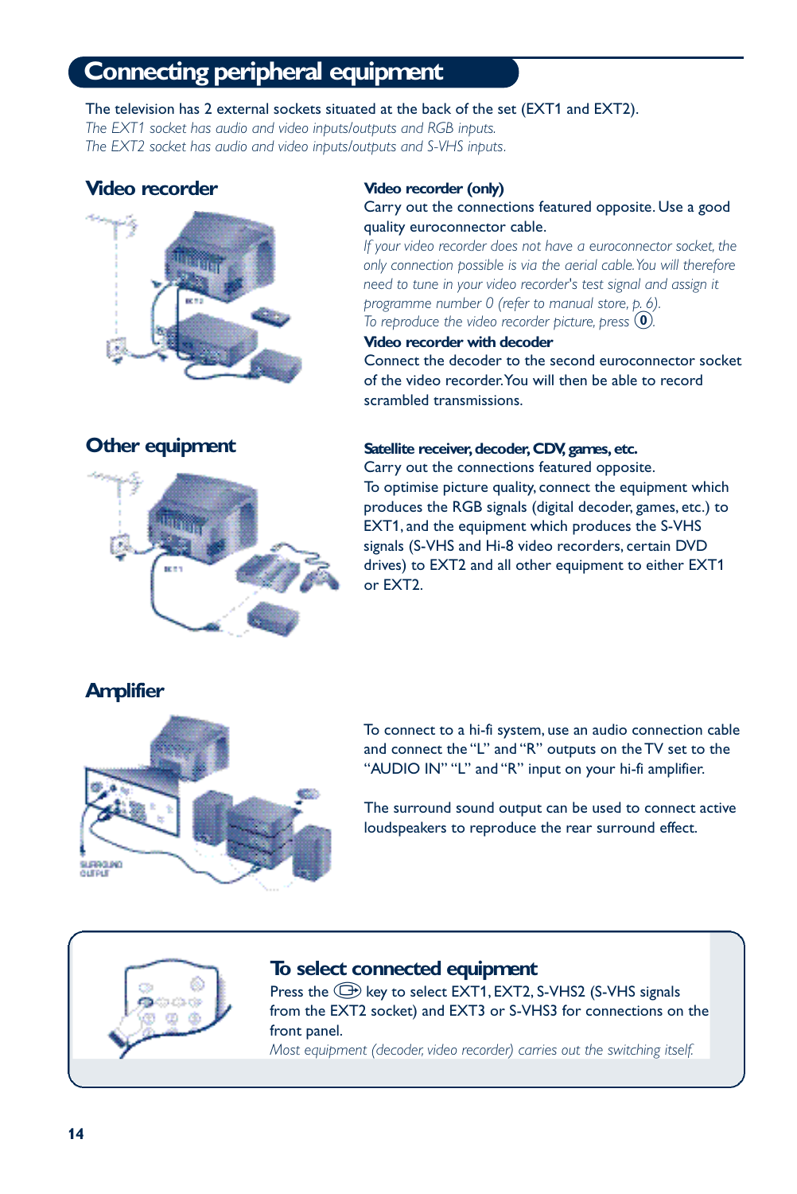# Connecting peripheral equipment

The television has 2 external sockets situated at the back of the set (EXT1 and EXT2).
*The EXT1 socket has audio and video inputs/outputs and RGB inputs.*
*The EXT2 socket has audio and video inputs/outputs and S-VHS inputs.*

## Video recorder

**Video recorder (only)**
Carry out the connections featured opposite. Use a good quality euroconnector cable.
*If your video recorder does not have a euroconnector socket, the only connection possible is via the aerial cable. You will therefore need to tune in your video recorder's test signal and assign it programme number 0 (refer to manual store, p. 6).*
*To reproduce the video recorder picture, press (0).*

**Video recorder with decoder**
Connect the decoder to the second euroconnector socket of the video recorder. You will then be able to record scrambled transmissions.

## Other equipment

**Satellite receiver, decoder, CDV, games, etc.**
Carry out the connections featured opposite.
To optimise picture quality, connect the equipment which produces the RGB signals (digital decoder, games, etc.) to EXT1, and the equipment which produces the S-VHS signals (S-VHS and Hi-8 video recorders, certain DVD drives) to EXT2 and all other equipment to either EXT1 or EXT2.

## Amplifier

To connect to a hi-fi system, use an audio connection cable and connect the "L" and "R" outputs on the TV set to the "AUDIO IN" "L" and "R" input on your hi-fi amplifier.

The surround sound output can be used to connect active loudspeakers to reproduce the rear surround effect.

### To select connected equipment

Press the key to select EXT1, EXT2, S-VHS2 (S-VHS signals from the EXT2 socket) and EXT3 or S-VHS3 for connections on the front panel.
*Most equipment (decoder, video recorder) carries out the switching itself.*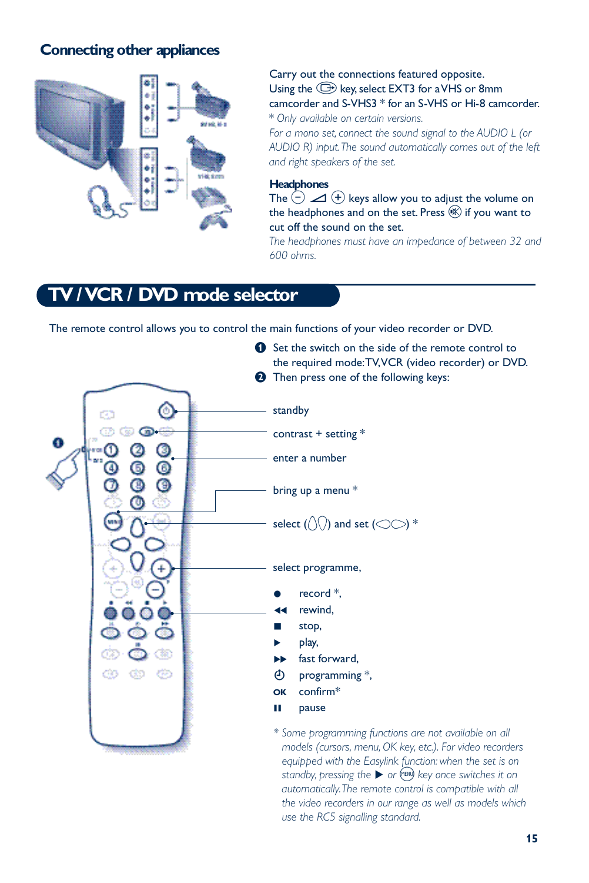## Connecting other appliances

Carry out the connections featured opposite.
Using the ⊡ key, select EXT3 for a VHS or 8mm camcorder and S-VHS3 * for an S-VHS or Hi-8 camcorder.

*\* Only available on certain versions.*

*For a mono set, connect the sound signal to the AUDIO L (or AUDIO R) input. The sound automatically comes out of the left and right speakers of the set.*

### Headphones

The ⊖ ◿ ⊕ keys allow you to adjust the volume on the headphones and on the set. Press 🔇 if you want to cut off the sound on the set.

*The headphones must have an impedance of between 32 and 600 ohms.*

# TV / VCR / DVD mode selector

The remote control allows you to control the main functions of your video recorder or DVD.

1. Set the switch on the side of the remote control to the required mode: TV, VCR (video recorder) or DVD.
2. Then press one of the following keys:

- standby
- contrast + setting *
- enter a number
- bring up a menu *
- select (⌃⌄) and set (‹ ›) *
- select programme,
  - ● record *,
  - ◀◀ rewind,
  - ■ stop,
  - ▶ play,
  - ▶▶ fast forward,
  - ⏻ programming *,
  - OK confirm*
  - ❚❚ pause

*\* Some programming functions are not available on all models (cursors, menu, OK key, etc.). For video recorders equipped with the Easylink function: when the set is on standby, pressing the ▶ or MENU key once switches it on automatically. The remote control is compatible with all the video recorders in our range as well as models which use the RC5 signalling standard.*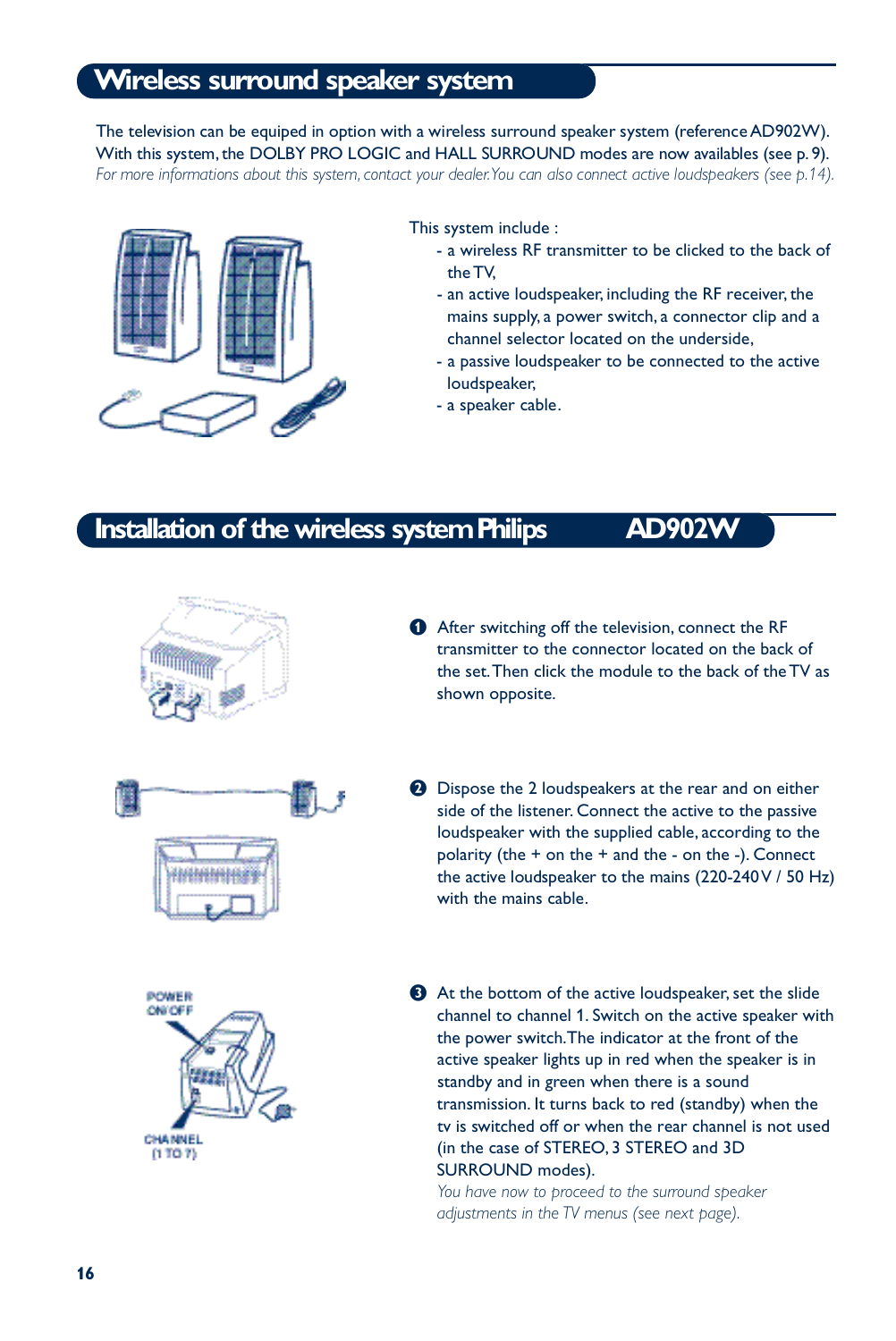# Wireless surround speaker system

The television can be equiped in option with a wireless surround speaker system (reference AD902W). With this system, the DOLBY PRO LOGIC and HALL SURROUND modes are now availables (see p. 9).
*For more informations about this system, contact your dealer. You can also connect active loudspeakers (see p.14).*

This system include :
- a wireless RF transmitter to be clicked to the back of the TV,
- an active loudspeaker, including the RF receiver, the mains supply, a power switch, a connector clip and a channel selector located on the underside,
- a passive loudspeaker to be connected to the active loudspeaker,
- a speaker cable.

# Installation of the wireless system Philips AD902W

1. After switching off the television, connect the RF transmitter to the connector located on the back of the set. Then click the module to the back of the TV as shown opposite.

2. Dispose the 2 loudspeakers at the rear and on either side of the listener. Connect the active to the passive loudspeaker with the supplied cable, according to the polarity (the + on the + and the - on the -). Connect the active loudspeaker to the mains (220-240 V / 50 Hz) with the mains cable.

3. At the bottom of the active loudspeaker, set the slide channel to channel 1. Switch on the active speaker with the power switch. The indicator at the front of the active speaker lights up in red when the speaker is in standby and in green when there is a sound transmission. It turns back to red (standby) when the tv is switched off or when the rear channel is not used (in the case of STEREO, 3 STEREO and 3D SURROUND modes).
*You have now to proceed to the surround speaker adjustments in the TV menus (see next page).*

POWER ON/OFF

CHANNEL (1 TO 7)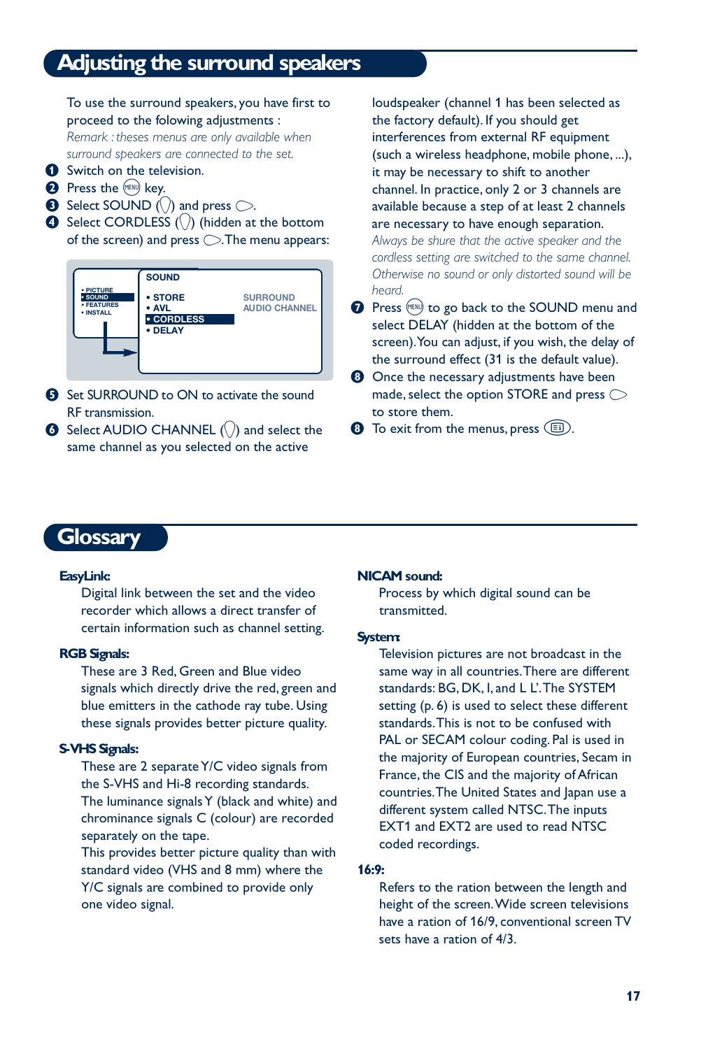# Adjusting the surround speakers

To use the surround speakers, you have first to proceed to the folowing adjustments :

*Remark : theses menus are only available when surround speakers are connected to the set.*

1. Switch on the television.
2. Press the (MENU) key.
3. Select SOUND (◇) and press ⊃.
4. Select CORDLESS (◇) (hidden at the bottom of the screen) and press ⊃. The menu appears:

| | SOUND | |
|---|---|---|
| • PICTURE | • STORE | SURROUND |
| • SOUND | • AVL | AUDIO CHANNEL |
| • FEATURES | • CORDLESS | |
| • INSTALL | • DELAY | |

5. Set SURROUND to ON to activate the sound RF transmission.
6. Select AUDIO CHANNEL (◇) and select the same channel as you selected on the active loudspeaker (channel 1 has been selected as the factory default). If you should get interferences from external RF equipment (such a wireless headphone, mobile phone, ...), it may be necessary to shift to another channel. In practice, only 2 or 3 channels are available because a step of at least 2 channels are necessary to have enough separation.
   *Always be shure that the active speaker and the cordless setting are switched to the same channel. Otherwise no sound or only distorted sound will be heard.*
7. Press (MENU) to go back to the SOUND menu and select DELAY (hidden at the bottom of the screen). You can adjust, if you wish, the delay of the surround effect (31 is the default value).
8. Once the necessary adjustments have been made, select the option STORE and press ⊃ to store them.
8. To exit from the menus, press (☰).

# Glossary

**EasyLink:**
Digital link between the set and the video recorder which allows a direct transfer of certain information such as channel setting.

**RGB Signals:**
These are 3 Red, Green and Blue video signals which directly drive the red, green and blue emitters in the cathode ray tube. Using these signals provides better picture quality.

**S-VHS Signals:**
These are 2 separate Y/C video signals from the S-VHS and Hi-8 recording standards. The luminance signals Y (black and white) and chrominance signals C (colour) are recorded separately on the tape.
This provides better picture quality than with standard video (VHS and 8 mm) where the Y/C signals are combined to provide only one video signal.

**NICAM sound:**
Process by which digital sound can be transmitted.

**System:**
Television pictures are not broadcast in the same way in all countries. There are different standards: BG, DK, I, and L L'. The SYSTEM setting (p. 6) is used to select these different standards. This is not to be confused with PAL or SECAM colour coding. Pal is used in the majority of European countries, Secam in France, the CIS and the majority of African countries. The United States and Japan use a different system called NTSC. The inputs EXT1 and EXT2 are used to read NTSC coded recordings.

**16:9:**
Refers to the ration between the length and height of the screen. Wide screen televisions have a ration of 16/9, conventional screen TV sets have a ration of 4/3.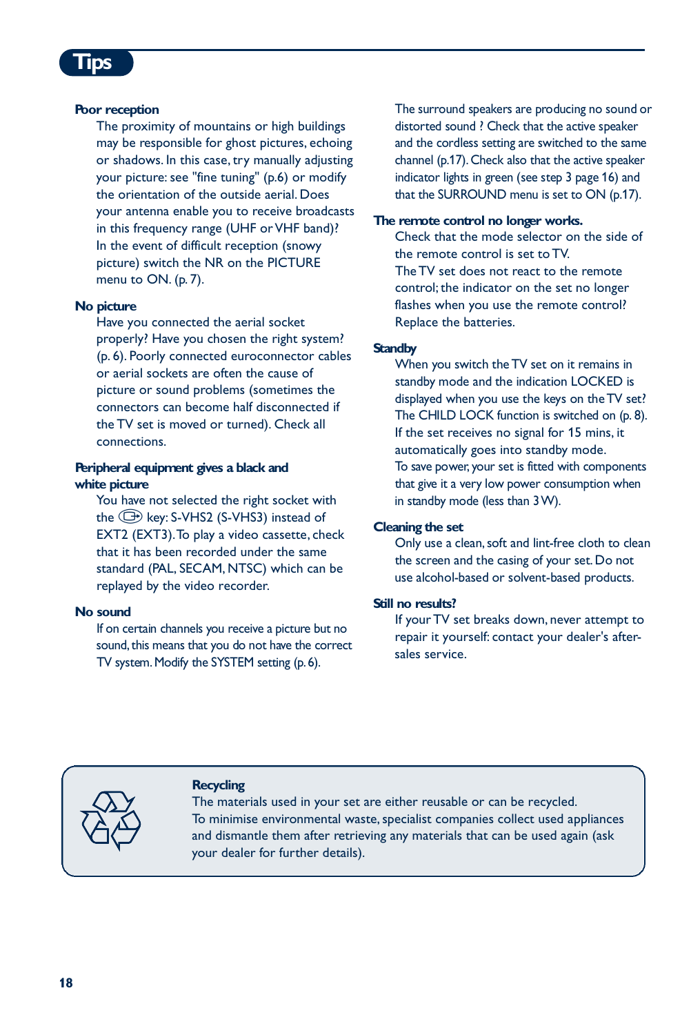# Tips

**Poor reception**

The proximity of mountains or high buildings may be responsible for ghost pictures, echoing or shadows. In this case, try manually adjusting your picture: see "fine tuning" (p.6) or modify the orientation of the outside aerial. Does your antenna enable you to receive broadcasts in this frequency range (UHF or VHF band)? In the event of difficult reception (snowy picture) switch the NR on the PICTURE menu to ON. (p. 7).

**No picture**

Have you connected the aerial socket properly? Have you chosen the right system? (p. 6). Poorly connected euroconnector cables or aerial sockets are often the cause of picture or sound problems (sometimes the connectors can become half disconnected if the TV set is moved or turned). Check all connections.

**Peripheral equipment gives a black and white picture**

You have not selected the right socket with the key: S-VHS2 (S-VHS3) instead of EXT2 (EXT3). To play a video cassette, check that it has been recorded under the same standard (PAL, SECAM, NTSC) which can be replayed by the video recorder.

**No sound**

If on certain channels you receive a picture but no sound, this means that you do not have the correct TV system. Modify the SYSTEM setting (p. 6).

The surround speakers are producing no sound or distorted sound ? Check that the active speaker and the cordless setting are switched to the same channel (p.17). Check also that the active speaker indicator lights in green (see step 3 page 16) and that the SURROUND menu is set to ON (p.17).

**The remote control no longer works.**

Check that the mode selector on the side of the remote control is set to TV.
The TV set does not react to the remote control; the indicator on the set no longer flashes when you use the remote control? Replace the batteries.

**Standby**

When you switch the TV set on it remains in standby mode and the indication LOCKED is displayed when you use the keys on the TV set? The CHILD LOCK function is switched on (p. 8).
If the set receives no signal for 15 mins, it automatically goes into standby mode.
To save power, your set is fitted with components that give it a very low power consumption when in standby mode (less than 3 W).

**Cleaning the set**

Only use a clean, soft and lint-free cloth to clean the screen and the casing of your set. Do not use alcohol-based or solvent-based products.

**Still no results?**

If your TV set breaks down, never attempt to repair it yourself: contact your dealer's after-sales service.

**Recycling**

The materials used in your set are either reusable or can be recycled.
To minimise environmental waste, specialist companies collect used appliances and dismantle them after retrieving any materials that can be used again (ask your dealer for further details).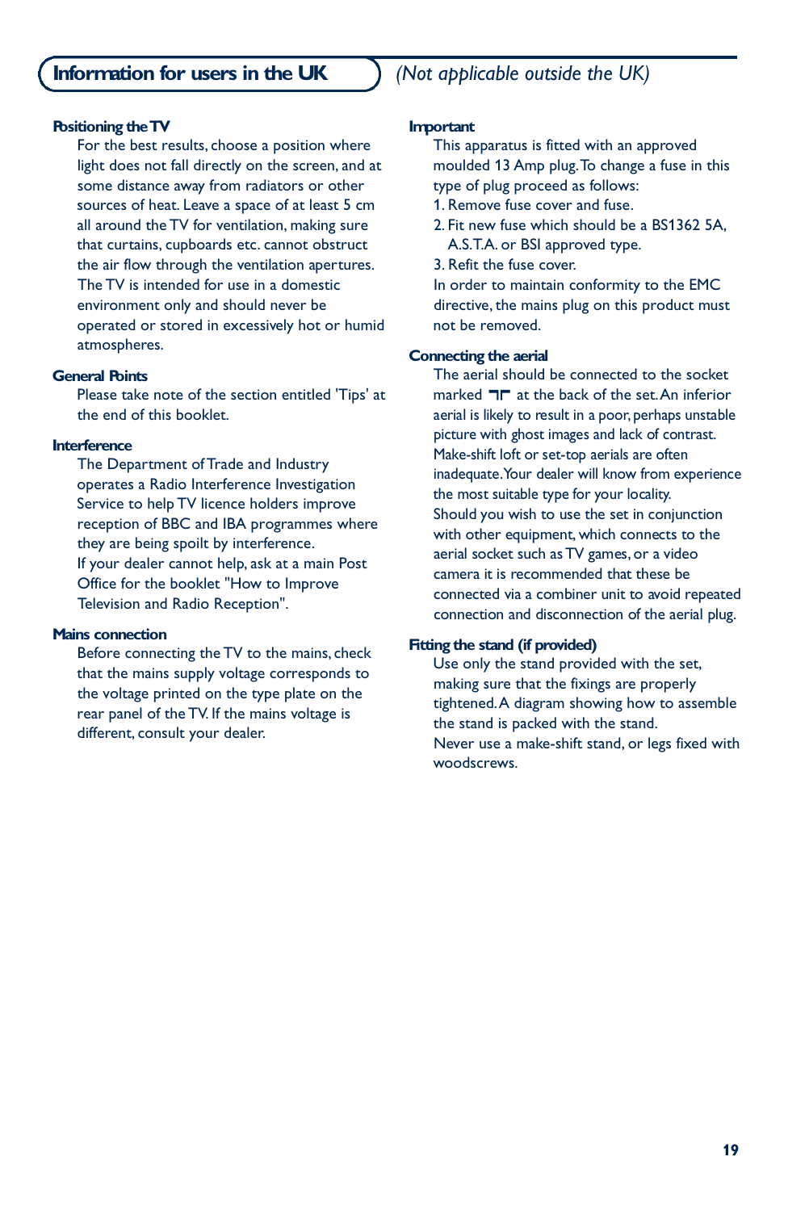# Information for users in the UK *(Not applicable outside the UK)*

**Positioning the TV**

For the best results, choose a position where light does not fall directly on the screen, and at some distance away from radiators or other sources of heat. Leave a space of at least 5 cm all around the TV for ventilation, making sure that curtains, cupboards etc. cannot obstruct the air flow through the ventilation apertures. The TV is intended for use in a domestic environment only and should never be operated or stored in excessively hot or humid atmospheres.

**General Points**

Please take note of the section entitled 'Tips' at the end of this booklet.

**Interference**

The Department of Trade and Industry operates a Radio Interference Investigation Service to help TV licence holders improve reception of BBC and IBA programmes where they are being spoilt by interference.
If your dealer cannot help, ask at a main Post Office for the booklet "How to Improve Television and Radio Reception".

**Mains connection**

Before connecting the TV to the mains, check that the mains supply voltage corresponds to the voltage printed on the type plate on the rear panel of the TV. If the mains voltage is different, consult your dealer.

**Important**

This apparatus is fitted with an approved moulded 13 Amp plug. To change a fuse in this type of plug proceed as follows:

1. Remove fuse cover and fuse.
2. Fit new fuse which should be a BS1362 5A, A.S.T.A. or BSI approved type.
3. Refit the fuse cover.

In order to maintain conformity to the EMC directive, the mains plug on this product must not be removed.

**Connecting the aerial**

The aerial should be connected to the socket marked ⫟ at the back of the set. An inferior aerial is likely to result in a poor, perhaps unstable picture with ghost images and lack of contrast. Make-shift loft or set-top aerials are often inadequate. Your dealer will know from experience the most suitable type for your locality.
Should you wish to use the set in conjunction with other equipment, which connects to the aerial socket such as TV games, or a video camera it is recommended that these be connected via a combiner unit to avoid repeated connection and disconnection of the aerial plug.

**Fitting the stand (if provided)**

Use only the stand provided with the set, making sure that the fixings are properly tightened. A diagram showing how to assemble the stand is packed with the stand.
Never use a make-shift stand, or legs fixed with woodscrews.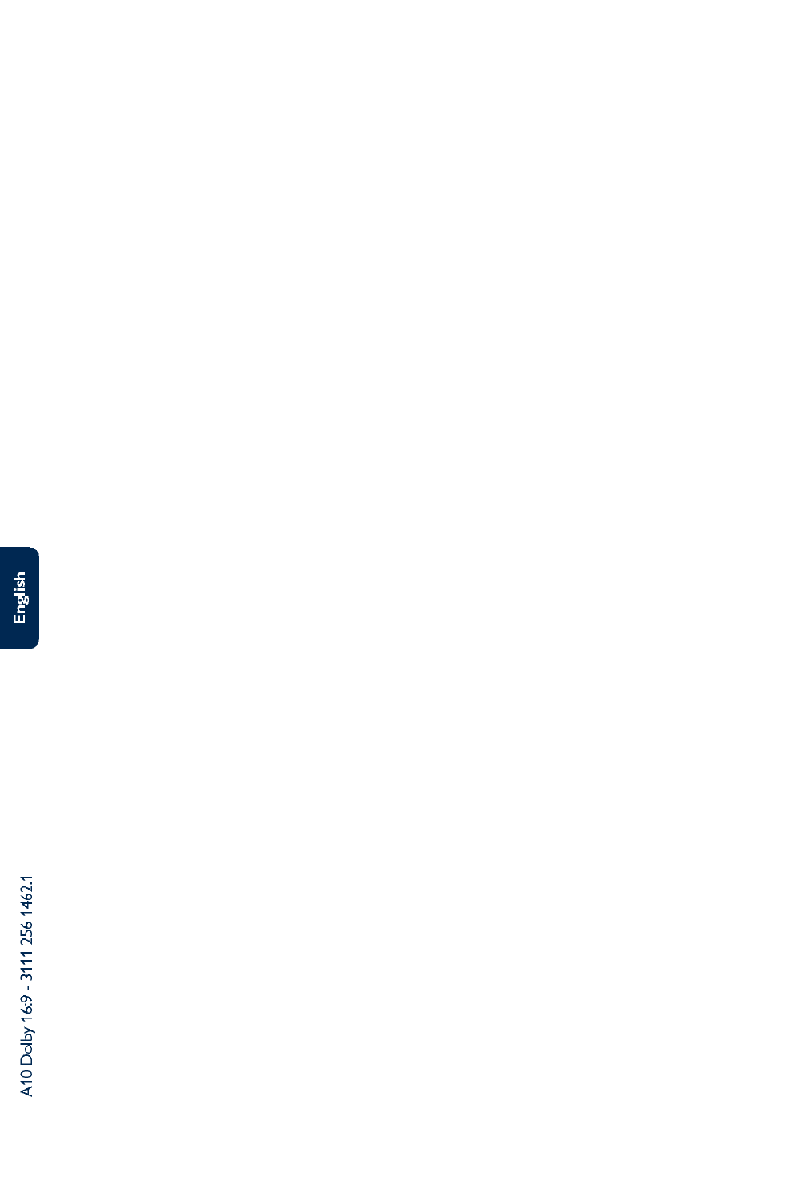English

A10 Dolby 16:9 - 3111 256 1462.1